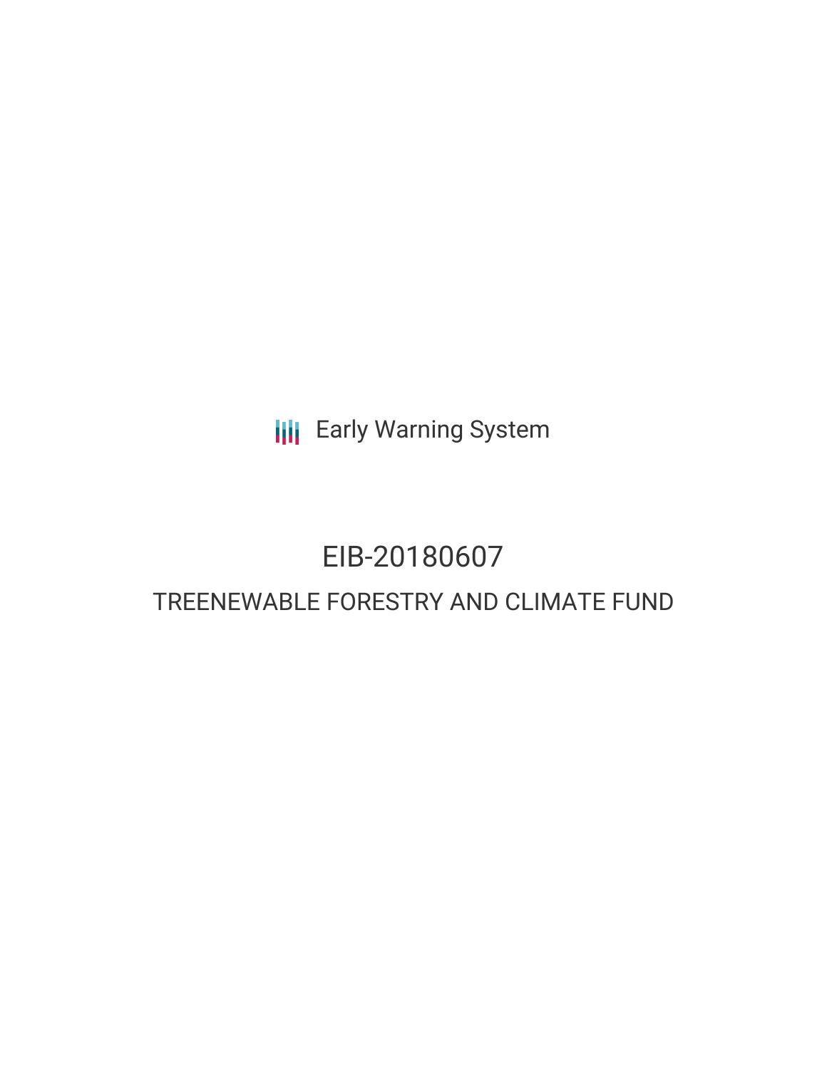Early Warning System

# EIB-20180607

## TREENEWABLE FORESTRY AND CLIMATE FUND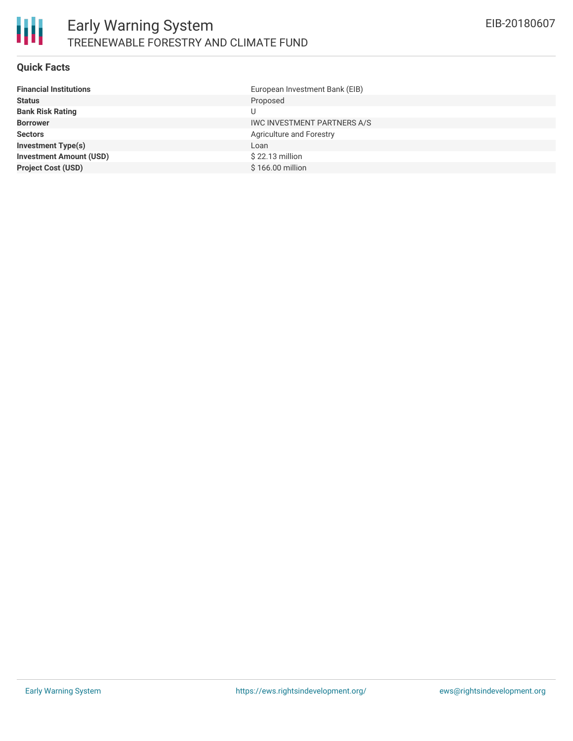## Quick Facts

| | |
|---|---|
| **Financial Institutions** | European Investment Bank (EIB) |
| **Status** | Proposed |
| **Bank Risk Rating** | U |
| **Borrower** | IWC INVESTMENT PARTNERS A/S |
| **Sectors** | Agriculture and Forestry |
| **Investment Type(s)** | Loan |
| **Investment Amount (USD)** | $ 22.13 million |
| **Project Cost (USD)** | $ 166.00 million |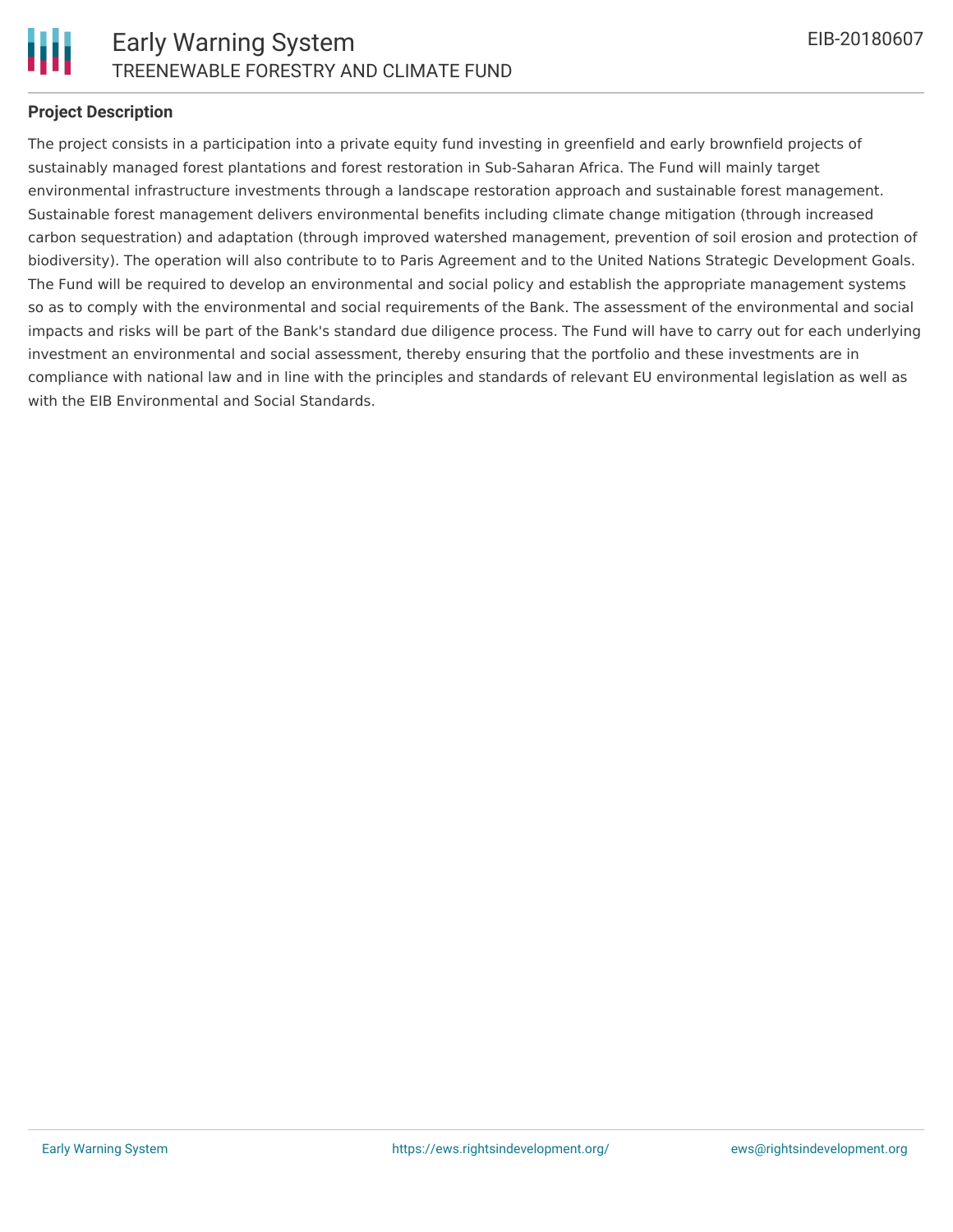### Project Description

The project consists in a participation into a private equity fund investing in greenfield and early brownfield projects of sustainably managed forest plantations and forest restoration in Sub-Saharan Africa. The Fund will mainly target environmental infrastructure investments through a landscape restoration approach and sustainable forest management. Sustainable forest management delivers environmental benefits including climate change mitigation (through increased carbon sequestration) and adaptation (through improved watershed management, prevention of soil erosion and protection of biodiversity). The operation will also contribute to to Paris Agreement and to the United Nations Strategic Development Goals. The Fund will be required to develop an environmental and social policy and establish the appropriate management systems so as to comply with the environmental and social requirements of the Bank. The assessment of the environmental and social impacts and risks will be part of the Bank's standard due diligence process. The Fund will have to carry out for each underlying investment an environmental and social assessment, thereby ensuring that the portfolio and these investments are in compliance with national law and in line with the principles and standards of relevant EU environmental legislation as well as with the EIB Environmental and Social Standards.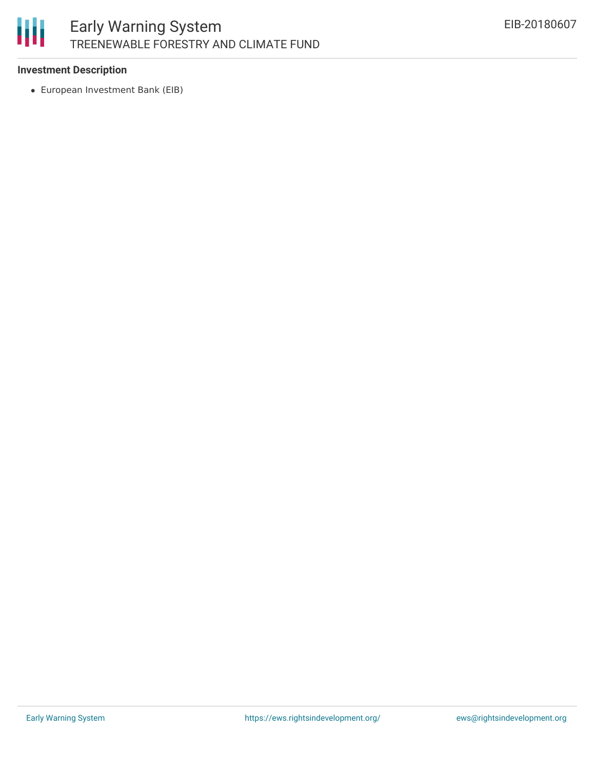**Investment Description**

- European Investment Bank (EIB)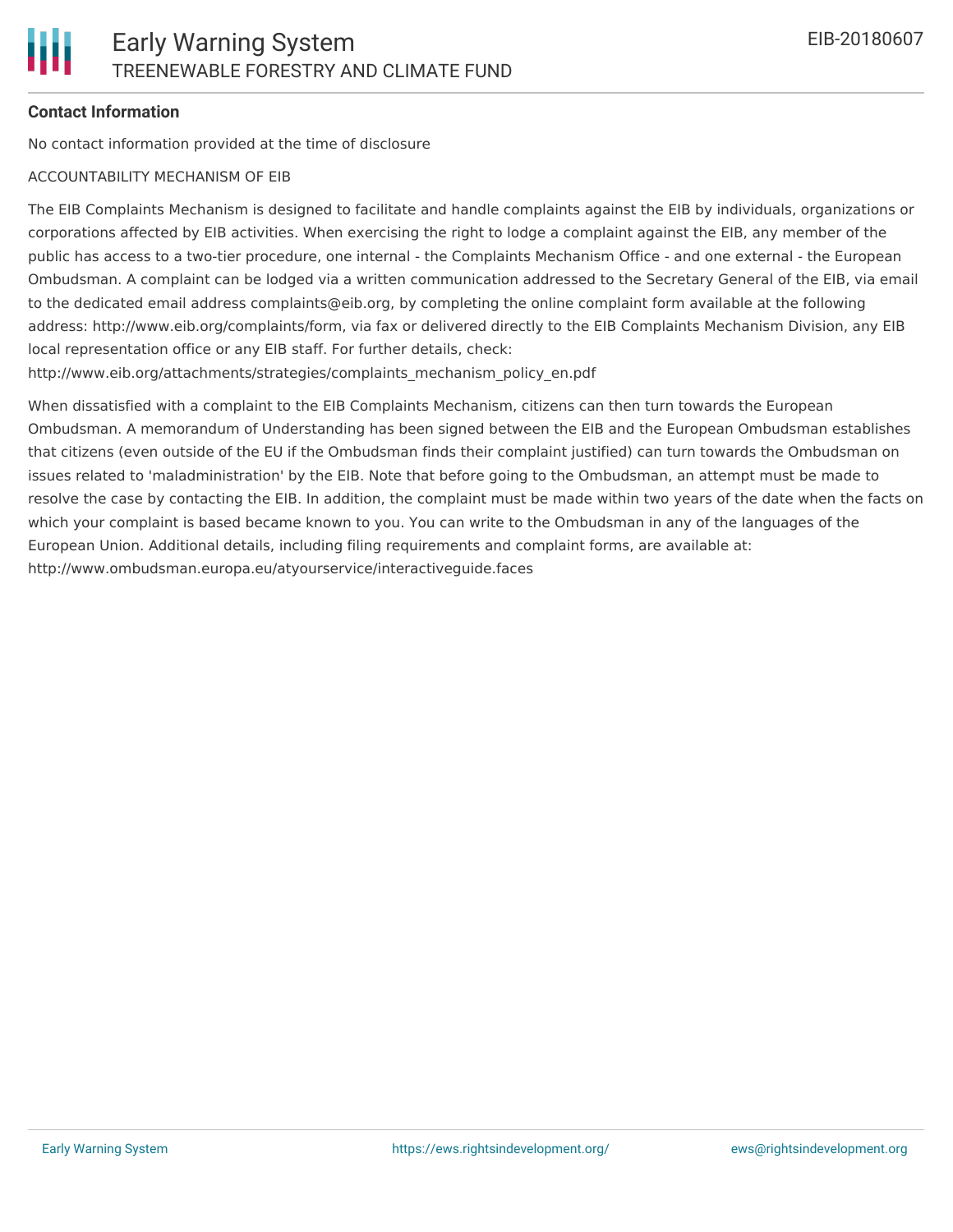**Contact Information**

No contact information provided at the time of disclosure

ACCOUNTABILITY MECHANISM OF EIB

The EIB Complaints Mechanism is designed to facilitate and handle complaints against the EIB by individuals, organizations or corporations affected by EIB activities. When exercising the right to lodge a complaint against the EIB, any member of the public has access to a two-tier procedure, one internal - the Complaints Mechanism Office - and one external - the European Ombudsman. A complaint can be lodged via a written communication addressed to the Secretary General of the EIB, via email to the dedicated email address complaints@eib.org, by completing the online complaint form available at the following address: http://www.eib.org/complaints/form, via fax or delivered directly to the EIB Complaints Mechanism Division, any EIB local representation office or any EIB staff. For further details, check: http://www.eib.org/attachments/strategies/complaints_mechanism_policy_en.pdf

When dissatisfied with a complaint to the EIB Complaints Mechanism, citizens can then turn towards the European Ombudsman. A memorandum of Understanding has been signed between the EIB and the European Ombudsman establishes that citizens (even outside of the EU if the Ombudsman finds their complaint justified) can turn towards the Ombudsman on issues related to 'maladministration' by the EIB. Note that before going to the Ombudsman, an attempt must be made to resolve the case by contacting the EIB. In addition, the complaint must be made within two years of the date when the facts on which your complaint is based became known to you. You can write to the Ombudsman in any of the languages of the European Union. Additional details, including filing requirements and complaint forms, are available at: http://www.ombudsman.europa.eu/atyourservice/interactiveguide.faces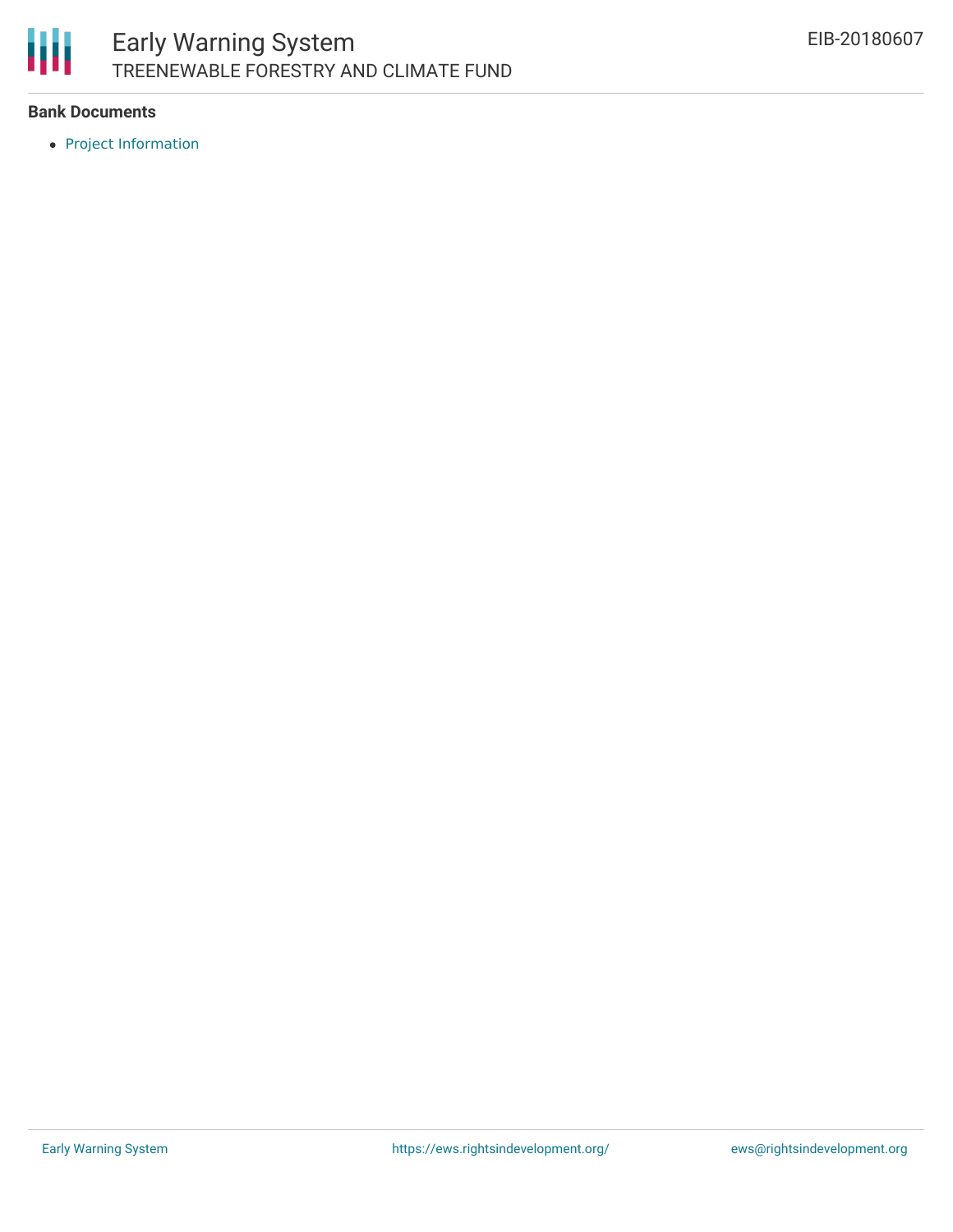**Bank Documents**

- Project Information